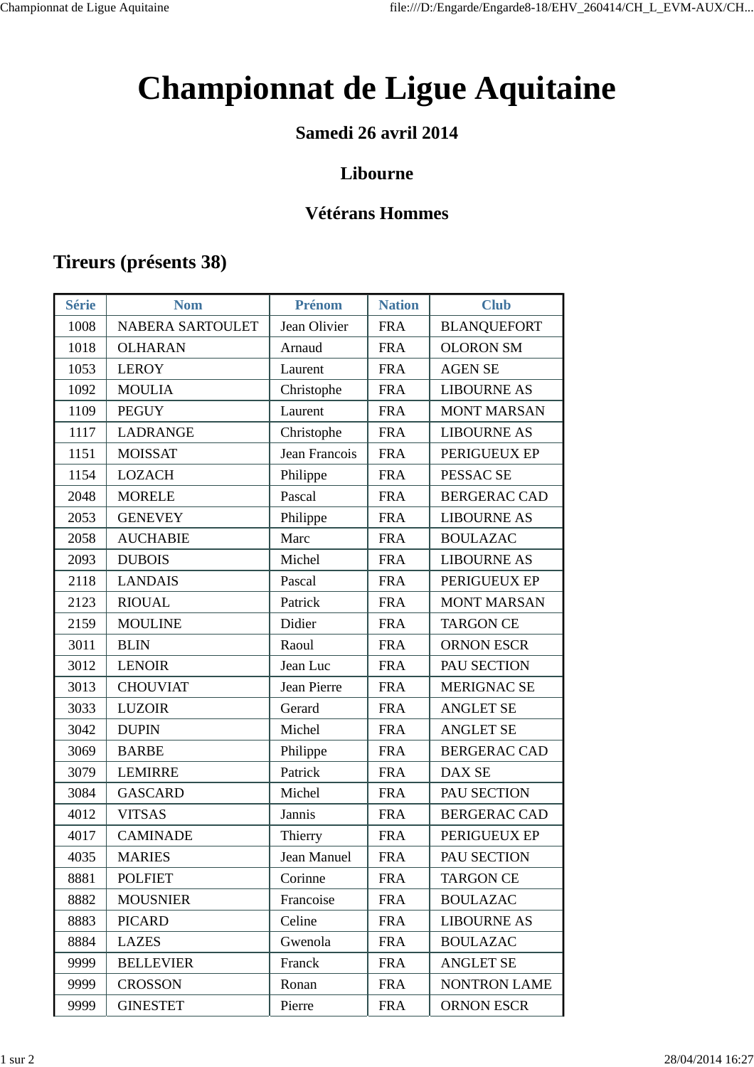# Championnat de Ligue Aquitaine

### Samedi 26 avril 2014

### Libourne

### Vétérans Hommes

## Tireurs (présents 38)

| Série | Nom | Prénom | Nation | Club |
|---|---|---|---|---|
| 1008 | NABERA SARTOULET | Jean Olivier | FRA | BLANQUEFORT |
| 1018 | OLHARAN | Arnaud | FRA | OLORON SM |
| 1053 | LEROY | Laurent | FRA | AGEN SE |
| 1092 | MOULIA | Christophe | FRA | LIBOURNE AS |
| 1109 | PEGUY | Laurent | FRA | MONT MARSAN |
| 1117 | LADRANGE | Christophe | FRA | LIBOURNE AS |
| 1151 | MOISSAT | Jean Francois | FRA | PERIGUEUX EP |
| 1154 | LOZACH | Philippe | FRA | PESSAC SE |
| 2048 | MORELE | Pascal | FRA | BERGERAC CAD |
| 2053 | GENEVEY | Philippe | FRA | LIBOURNE AS |
| 2058 | AUCHABIE | Marc | FRA | BOULAZAC |
| 2093 | DUBOIS | Michel | FRA | LIBOURNE AS |
| 2118 | LANDAIS | Pascal | FRA | PERIGUEUX EP |
| 2123 | RIOUAL | Patrick | FRA | MONT MARSAN |
| 2159 | MOULINE | Didier | FRA | TARGON CE |
| 3011 | BLIN | Raoul | FRA | ORNON ESCR |
| 3012 | LENOIR | Jean Luc | FRA | PAU SECTION |
| 3013 | CHOUVIAT | Jean Pierre | FRA | MERIGNAC SE |
| 3033 | LUZOIR | Gerard | FRA | ANGLET SE |
| 3042 | DUPIN | Michel | FRA | ANGLET SE |
| 3069 | BARBE | Philippe | FRA | BERGERAC CAD |
| 3079 | LEMIRRE | Patrick | FRA | DAX SE |
| 3084 | GASCARD | Michel | FRA | PAU SECTION |
| 4012 | VITSAS | Jannis | FRA | BERGERAC CAD |
| 4017 | CAMINADE | Thierry | FRA | PERIGUEUX EP |
| 4035 | MARIES | Jean Manuel | FRA | PAU SECTION |
| 8881 | POLFIET | Corinne | FRA | TARGON CE |
| 8882 | MOUSNIER | Francoise | FRA | BOULAZAC |
| 8883 | PICARD | Celine | FRA | LIBOURNE AS |
| 8884 | LAZES | Gwenola | FRA | BOULAZAC |
| 9999 | BELLEVIER | Franck | FRA | ANGLET SE |
| 9999 | CROSSON | Ronan | FRA | NONTRON LAME |
| 9999 | GINESTET | Pierre | FRA | ORNON ESCR |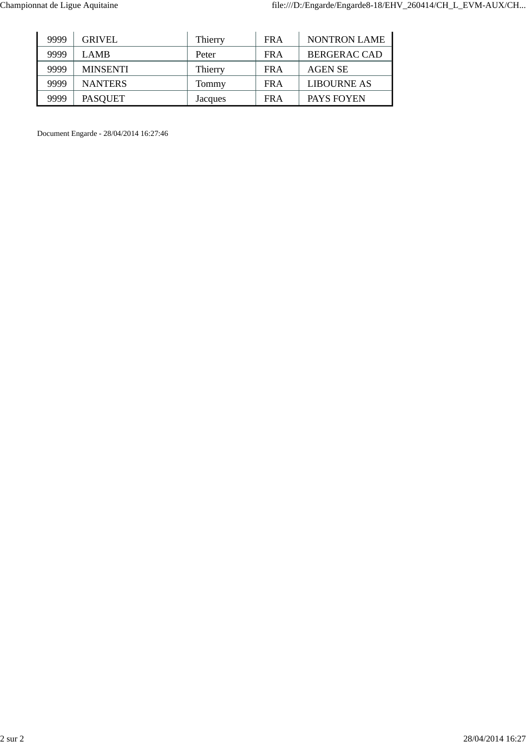| | | | | |
|---|---|---|---|---|
| 9999 | GRIVEL | Thierry | FRA | NONTRON LAME |
| 9999 | LAMB | Peter | FRA | BERGERAC CAD |
| 9999 | MINSENTI | Thierry | FRA | AGEN SE |
| 9999 | NANTERS | Tommy | FRA | LIBOURNE AS |
| 9999 | PASQUET | Jacques | FRA | PAYS FOYEN |

Document Engarde - 28/04/2014 16:27:46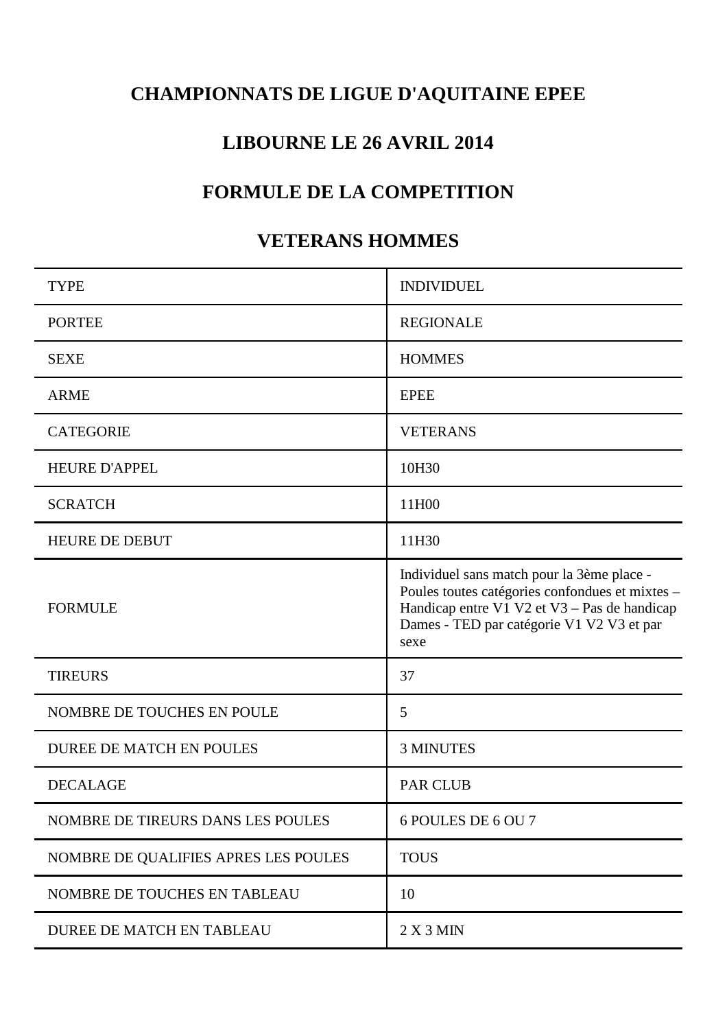# CHAMPIONNATS DE LIGUE D'AQUITAINE EPEE

## LIBOURNE LE 26 AVRIL 2014

## FORMULE DE LA COMPETITION

## VETERANS HOMMES

| | |
|---|---|
| TYPE | INDIVIDUEL |
| PORTEE | REGIONALE |
| SEXE | HOMMES |
| ARME | EPEE |
| CATEGORIE | VETERANS |
| HEURE D'APPEL | 10H30 |
| SCRATCH | 11H00 |
| HEURE DE DEBUT | 11H30 |
| FORMULE | Individuel sans match pour la 3ème place - Poules toutes catégories confondues et mixtes – Handicap entre V1 V2 et V3 – Pas de handicap Dames - TED par catégorie V1 V2 V3 et par sexe |
| TIREURS | 37 |
| NOMBRE DE TOUCHES EN POULE | 5 |
| DUREE DE MATCH EN POULES | 3 MINUTES |
| DECALAGE | PAR CLUB |
| NOMBRE DE TIREURS DANS LES POULES | 6 POULES DE 6 OU 7 |
| NOMBRE DE QUALIFIES APRES LES POULES | TOUS |
| NOMBRE DE TOUCHES EN TABLEAU | 10 |
| DUREE DE MATCH EN TABLEAU | 2 X 3 MIN |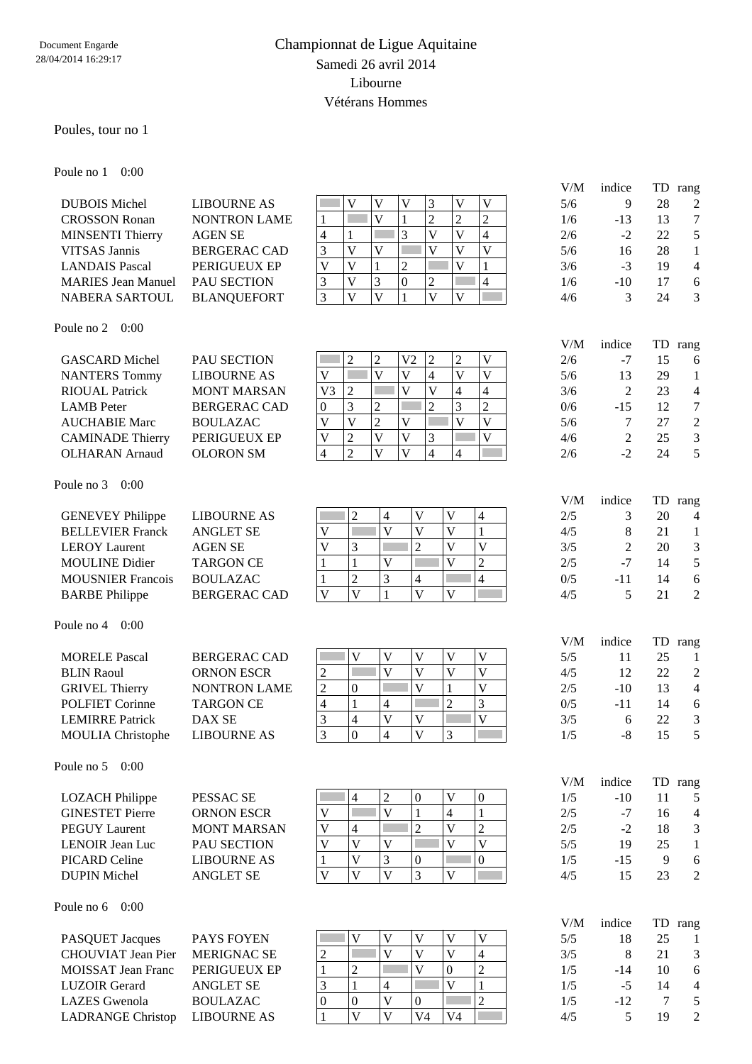Document Engarde
28/04/2014 16:29:17

# Championnat de Ligue Aquitaine

Samedi 26 avril 2014

Libourne

Vétérans Hommes

## Poules, tour no 1

### Poule no 1 0:00

| Nom | Club | 1 | 2 | 3 | 4 | 5 | 6 | 7 | V/M | indice | TD | rang |
|---|---|---|---|---|---|---|---|---|---|---|---|---|
| DUBOIS Michel | LIBOURNE AS | | V | V | V | 3 | V | V | 5/6 | 9 | 28 | 2 |
| CROSSON Ronan | NONTRON LAME | 1 | | V | 1 | 2 | 2 | 2 | 1/6 | -13 | 13 | 7 |
| MINSENTI Thierry | AGEN SE | 4 | 1 | | 3 | V | V | 4 | 2/6 | -2 | 22 | 5 |
| VITSAS Jannis | BERGERAC CAD | 3 | V | V | | V | V | V | 5/6 | 16 | 28 | 1 |
| LANDAIS Pascal | PERIGUEUX EP | V | V | 1 | 2 | | V | 1 | 3/6 | -3 | 19 | 4 |
| MARIES Jean Manuel | PAU SECTION | 3 | V | 3 | 0 | 2 | | 4 | 1/6 | -10 | 17 | 6 |
| NABERA SARTOUL | BLANQUEFORT | 3 | V | V | 1 | V | V | | 4/6 | 3 | 24 | 3 |

### Poule no 2 0:00

| Nom | Club | 1 | 2 | 3 | 4 | 5 | 6 | 7 | V/M | indice | TD | rang |
|---|---|---|---|---|---|---|---|---|---|---|---|---|
| GASCARD Michel | PAU SECTION | | 2 | 2 | V2 | 2 | 2 | V | 2/6 | -7 | 15 | 6 |
| NANTERS Tommy | LIBOURNE AS | V | | V | V | 4 | V | V | 5/6 | 13 | 29 | 1 |
| RIOUAL Patrick | MONT MARSAN | V3 | 2 | | V | V | 4 | 4 | 3/6 | 2 | 23 | 4 |
| LAMB Peter | BERGERAC CAD | 0 | 3 | 2 | | 2 | 3 | 2 | 0/6 | -15 | 12 | 7 |
| AUCHABIE Marc | BOULAZAC | V | V | 2 | V | | V | V | 5/6 | 7 | 27 | 2 |
| CAMINADE Thierry | PERIGUEUX EP | V | 2 | V | V | 3 | | V | 4/6 | 2 | 25 | 3 |
| OLHARAN Arnaud | OLORON SM | 4 | 2 | V | V | 4 | 4 | | 2/6 | -2 | 24 | 5 |

### Poule no 3 0:00

| Nom | Club | 1 | 2 | 3 | 4 | 5 | 6 | V/M | indice | TD | rang |
|---|---|---|---|---|---|---|---|---|---|---|---|
| GENEVEY Philippe | LIBOURNE AS | | 2 | 4 | V | V | 4 | 2/5 | 3 | 20 | 4 |
| BELLEVIER Franck | ANGLET SE | V | | V | V | V | 1 | 4/5 | 8 | 21 | 1 |
| LEROY Laurent | AGEN SE | V | 3 | | 2 | V | V | 3/5 | 2 | 20 | 3 |
| MOULINE Didier | TARGON CE | 1 | 1 | V | | V | 2 | 2/5 | -7 | 14 | 5 |
| MOUSNIER Francois | BOULAZAC | 1 | 2 | 3 | 4 | | 4 | 0/5 | -11 | 14 | 6 |
| BARBE Philippe | BERGERAC CAD | V | V | 1 | V | V | | 4/5 | 5 | 21 | 2 |

### Poule no 4 0:00

| Nom | Club | 1 | 2 | 3 | 4 | 5 | 6 | V/M | indice | TD | rang |
|---|---|---|---|---|---|---|---|---|---|---|---|
| MORELE Pascal | BERGERAC CAD | | V | V | V | V | V | 5/5 | 11 | 25 | 1 |
| BLIN Raoul | ORNON ESCR | 2 | | V | V | V | V | 4/5 | 12 | 22 | 2 |
| GRIVEL Thierry | NONTRON LAME | 2 | 0 | | V | 1 | V | 2/5 | -10 | 13 | 4 |
| POLFIET Corinne | TARGON CE | 4 | 1 | 4 | | 2 | 3 | 0/5 | -11 | 14 | 6 |
| LEMIRRE Patrick | DAX SE | 3 | 4 | V | V | | V | 3/5 | 6 | 22 | 3 |
| MOULIA Christophe | LIBOURNE AS | 3 | 0 | 4 | V | 3 | | 1/5 | -8 | 15 | 5 |

### Poule no 5 0:00

| Nom | Club | 1 | 2 | 3 | 4 | 5 | 6 | V/M | indice | TD | rang |
|---|---|---|---|---|---|---|---|---|---|---|---|
| LOZACH Philippe | PESSAC SE | | 4 | 2 | 0 | V | 0 | 1/5 | -10 | 11 | 5 |
| GINESTET Pierre | ORNON ESCR | V | | V | 1 | 4 | 1 | 2/5 | -7 | 16 | 4 |
| PEGUY Laurent | MONT MARSAN | V | 4 | | 2 | V | 2 | 2/5 | -2 | 18 | 3 |
| LENOIR Jean Luc | PAU SECTION | V | V | V | | V | V | 5/5 | 19 | 25 | 1 |
| PICARD Celine | LIBOURNE AS | 1 | V | 3 | 0 | | 0 | 1/5 | -15 | 9 | 6 |
| DUPIN Michel | ANGLET SE | V | V | V | 3 | V | | 4/5 | 15 | 23 | 2 |

### Poule no 6 0:00

| Nom | Club | 1 | 2 | 3 | 4 | 5 | 6 | V/M | indice | TD | rang |
|---|---|---|---|---|---|---|---|---|---|---|---|
| PASQUET Jacques | PAYS FOYEN | | V | V | V | V | V | 5/5 | 18 | 25 | 1 |
| CHOUVIAT Jean Pier | MERIGNAC SE | 2 | | V | V | V | 4 | 3/5 | 8 | 21 | 3 |
| MOISSAT Jean Franc | PERIGUEUX EP | 1 | 2 | | V | 0 | 2 | 1/5 | -14 | 10 | 6 |
| LUZOIR Gerard | ANGLET SE | 3 | 1 | 4 | | V | 1 | 1/5 | -5 | 14 | 4 |
| LAZES Gwenola | BOULAZAC | 0 | 0 | V | 0 | | 2 | 1/5 | -12 | 7 | 5 |
| LADRANGE Christop | LIBOURNE AS | 1 | V | V | V4 | V4 | | 4/5 | 5 | 19 | 2 |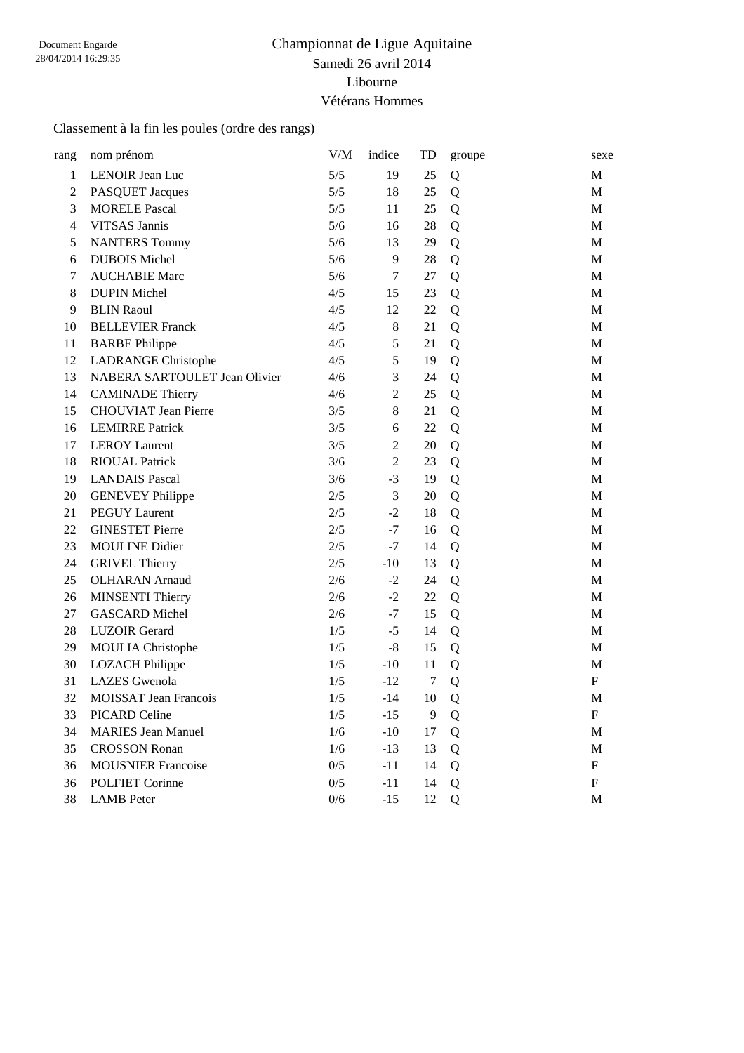Document Engarde
28/04/2014 16:29:35

# Championnat de Ligue Aquitaine

Samedi 26 avril 2014

Libourne

Vétérans Hommes

Classement à la fin les poules (ordre des rangs)

| rang | nom prénom | V/M | indice | TD | groupe | sexe |
|---|---|---|---|---|---|---|
| 1 | LENOIR Jean Luc | 5/5 | 19 | 25 | Q | M |
| 2 | PASQUET Jacques | 5/5 | 18 | 25 | Q | M |
| 3 | MORELE Pascal | 5/5 | 11 | 25 | Q | M |
| 4 | VITSAS Jannis | 5/6 | 16 | 28 | Q | M |
| 5 | NANTERS Tommy | 5/6 | 13 | 29 | Q | M |
| 6 | DUBOIS Michel | 5/6 | 9 | 28 | Q | M |
| 7 | AUCHABIE Marc | 5/6 | 7 | 27 | Q | M |
| 8 | DUPIN Michel | 4/5 | 15 | 23 | Q | M |
| 9 | BLIN Raoul | 4/5 | 12 | 22 | Q | M |
| 10 | BELLEVIER Franck | 4/5 | 8 | 21 | Q | M |
| 11 | BARBE Philippe | 4/5 | 5 | 21 | Q | M |
| 12 | LADRANGE Christophe | 4/5 | 5 | 19 | Q | M |
| 13 | NABERA SARTOULET Jean Olivier | 4/6 | 3 | 24 | Q | M |
| 14 | CAMINADE Thierry | 4/6 | 2 | 25 | Q | M |
| 15 | CHOUVIAT Jean Pierre | 3/5 | 8 | 21 | Q | M |
| 16 | LEMIRRE Patrick | 3/5 | 6 | 22 | Q | M |
| 17 | LEROY Laurent | 3/5 | 2 | 20 | Q | M |
| 18 | RIOUAL Patrick | 3/6 | 2 | 23 | Q | M |
| 19 | LANDAIS Pascal | 3/6 | -3 | 19 | Q | M |
| 20 | GENEVEY Philippe | 2/5 | 3 | 20 | Q | M |
| 21 | PEGUY Laurent | 2/5 | -2 | 18 | Q | M |
| 22 | GINESTET Pierre | 2/5 | -7 | 16 | Q | M |
| 23 | MOULINE Didier | 2/5 | -7 | 14 | Q | M |
| 24 | GRIVEL Thierry | 2/5 | -10 | 13 | Q | M |
| 25 | OLHARAN Arnaud | 2/6 | -2 | 24 | Q | M |
| 26 | MINSENTI Thierry | 2/6 | -2 | 22 | Q | M |
| 27 | GASCARD Michel | 2/6 | -7 | 15 | Q | M |
| 28 | LUZOIR Gerard | 1/5 | -5 | 14 | Q | M |
| 29 | MOULIA Christophe | 1/5 | -8 | 15 | Q | M |
| 30 | LOZACH Philippe | 1/5 | -10 | 11 | Q | M |
| 31 | LAZES Gwenola | 1/5 | -12 | 7 | Q | F |
| 32 | MOISSAT Jean Francois | 1/5 | -14 | 10 | Q | M |
| 33 | PICARD Celine | 1/5 | -15 | 9 | Q | F |
| 34 | MARIES Jean Manuel | 1/6 | -10 | 17 | Q | M |
| 35 | CROSSON Ronan | 1/6 | -13 | 13 | Q | M |
| 36 | MOUSNIER Francoise | 0/5 | -11 | 14 | Q | F |
| 36 | POLFIET Corinne | 0/5 | -11 | 14 | Q | F |
| 38 | LAMB Peter | 0/6 | -15 | 12 | Q | M |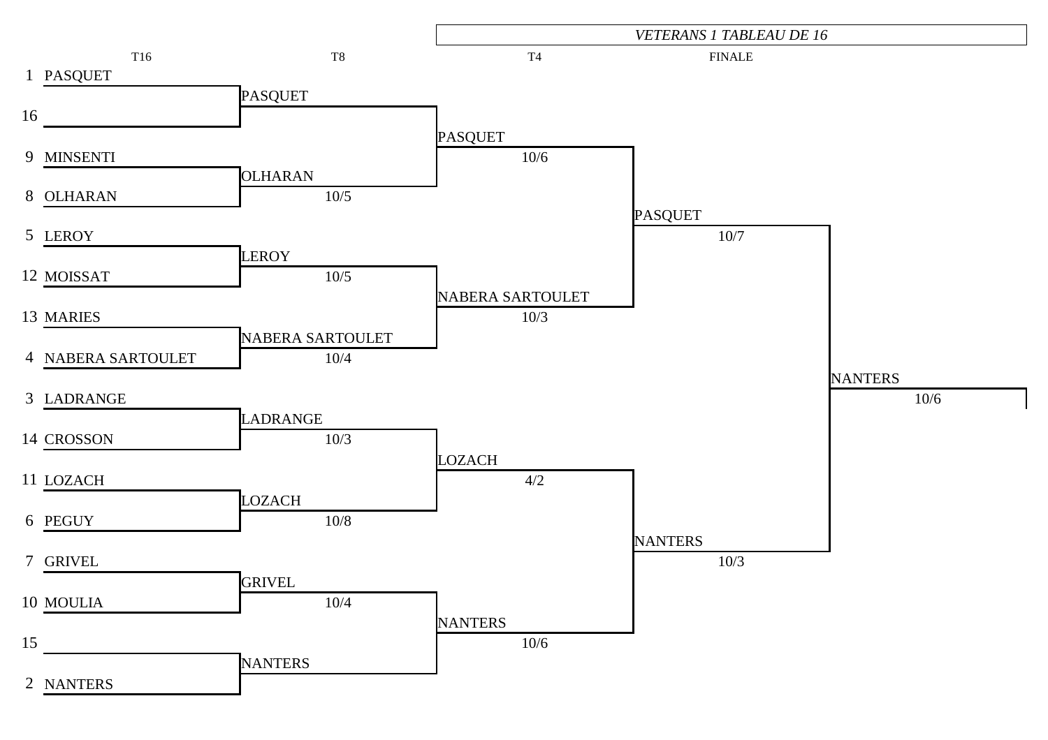*VETERANS 1 TABLEAU DE 16*

| T16 | T8 | T4 | FINALE | |
|---|---|---|---|---|
| 1 PASQUET | | | | |
| | PASQUET | | | |
| 16 | | | | |
| | | PASQUET | | |
| | | 10/6 | | |
| 9 MINSENTI | | | | |
| | OLHARAN | | | |
| | 10/5 | | | |
| 8 OLHARAN | | | | |
| | | | PASQUET | |
| | | | 10/7 | |
| 5 LEROY | | | | |
| | LEROY | | | |
| | 10/5 | | | |
| 12 MOISSAT | | | | |
| | | NABERA SARTOULET | | |
| | | 10/3 | | |
| 13 MARIES | | | | |
| | NABERA SARTOULET | | | |
| | 10/4 | | | |
| 4 NABERA SARTOULET | | | | |
| | | | | NANTERS |
| | | | | 10/6 |
| 3 LADRANGE | | | | |
| | LADRANGE | | | |
| | 10/3 | | | |
| 14 CROSSON | | | | |
| | | LOZACH | | |
| | | 4/2 | | |
| 11 LOZACH | | | | |
| | LOZACH | | | |
| | 10/8 | | | |
| 6 PEGUY | | | | |
| | | | NANTERS | |
| | | | 10/3 | |
| 7 GRIVEL | | | | |
| | GRIVEL | | | |
| | 10/4 | | | |
| 10 MOULIA | | | | |
| | | NANTERS | | |
| | | 10/6 | | |
| 15 | | | | |
| | NANTERS | | | |
| 2 NANTERS | | | | |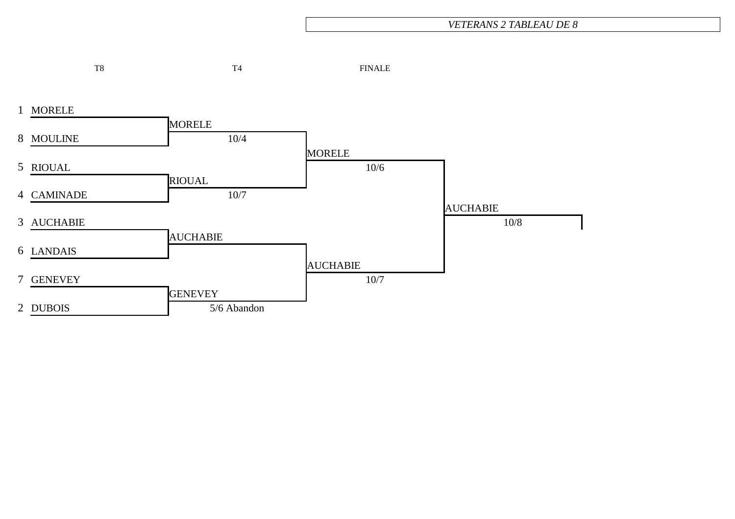*VETERANS 2 TABLEAU DE 8*

| T8 | T4 | FINALE | |
|---|---|---|---|
| 1 MORELE | | | |
| 8 MOULINE | MORELE 10/4 | | |
| 5 RIOUAL | | MORELE 10/6 | |
| 4 CAMINADE | RIOUAL 10/7 | | |
| 3 AUCHABIE | | | AUCHABIE 10/8 |
| 6 LANDAIS | AUCHABIE | | |
| 7 GENEVEY | | AUCHABIE 10/7 | |
| 2 DUBOIS | GENEVEY 5/6 Abandon | | |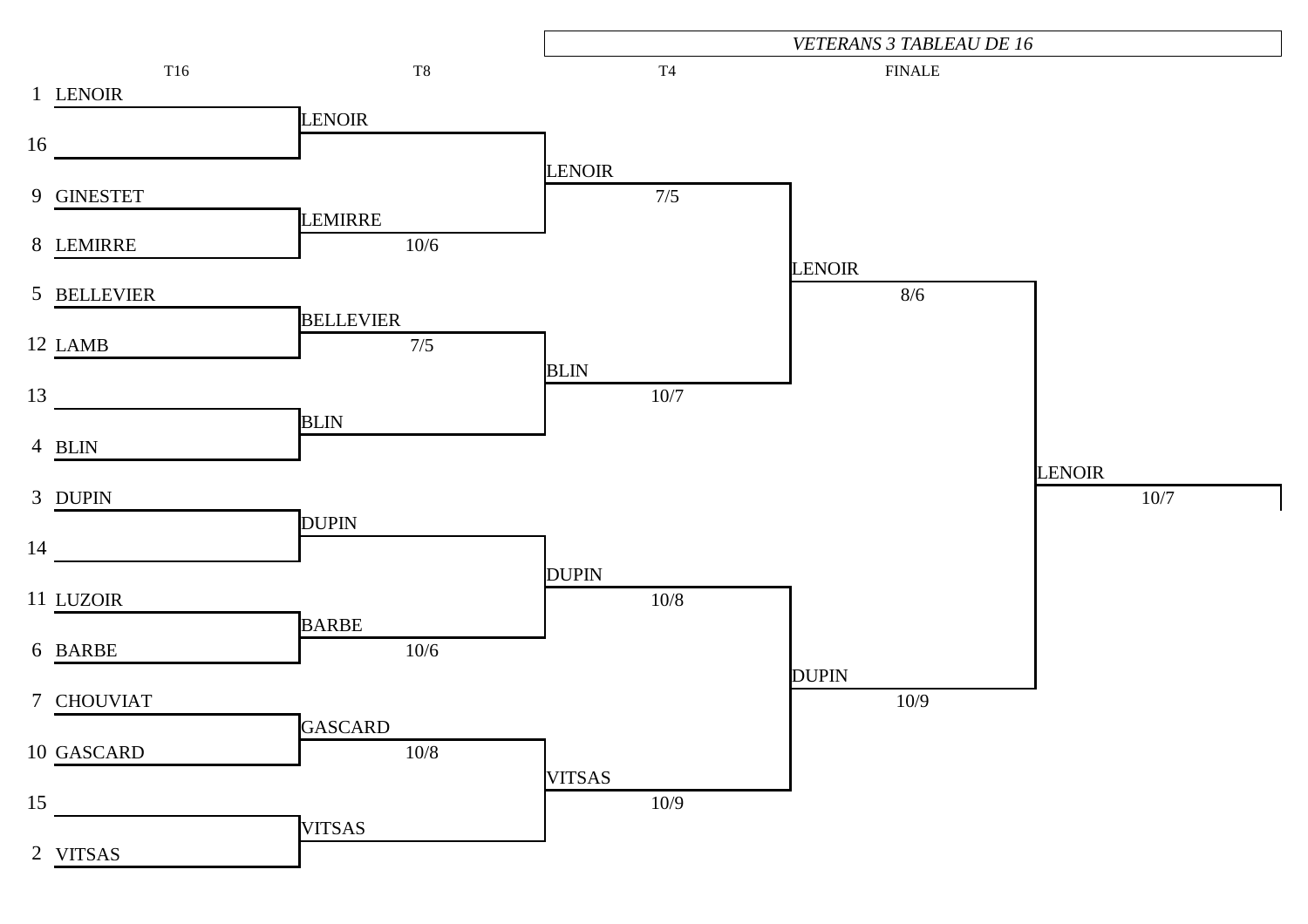*VETERANS 3 TABLEAU DE 16*

| Seed | T16 | T8 | T4 | FINALE | Winner |
|---|---|---|---|---|---|
| 1 | LENOIR | LENOIR | LENOIR 7/5 | LENOIR 8/6 | LENOIR 10/7 |
| 16 | | | | | |
| 9 | GINESTET | LEMIRRE 10/6 | | | |
| 8 | LEMIRRE | | | | |
| 5 | BELLEVIER | BELLEVIER 7/5 | BLIN 10/7 | | |
| 12 | LAMB | | | | |
| 13 | | BLIN | | | |
| 4 | BLIN | | | | |
| 3 | DUPIN | DUPIN | DUPIN 10/8 | DUPIN 10/9 | |
| 14 | | | | | |
| 11 | LUZOIR | BARBE 10/6 | | | |
| 6 | BARBE | | | | |
| 7 | CHOUVIAT | GASCARD 10/8 | VITSAS 10/9 | | |
| 10 | GASCARD | | | | |
| 15 | | VITSAS | | | |
| 2 | VITSAS | | | | |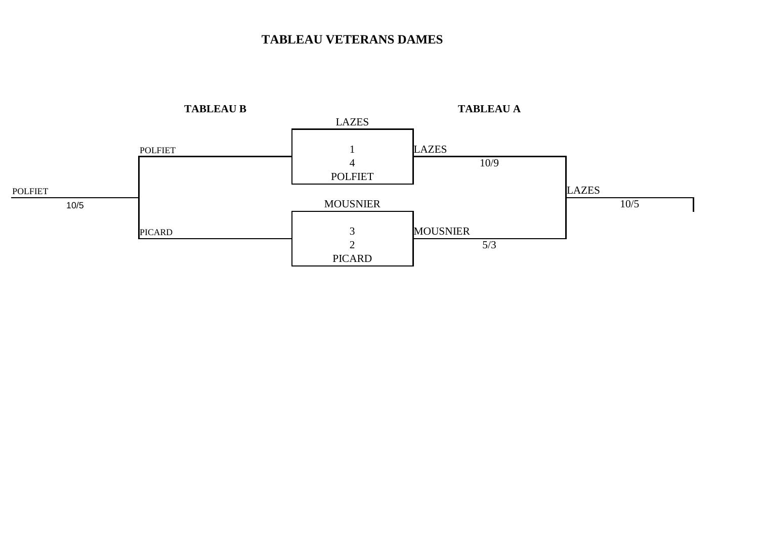# TABLEAU VETERANS DAMES

**TABLEAU B** — **TABLEAU A**

**Demi-finales :**

| Rang | Joueuse |
|---|---|
| 1 | LAZES |
| 4 | POLFIET |
| 3 | MOUSNIER |
| 2 | PICARD |

**Tableau A**

| Match | Vainqueur | Score |
|---|---|---|
| LAZES (1) – POLFIET (4) | LAZES | 10/9 |
| MOUSNIER (3) – PICARD (2) | MOUSNIER | 5/3 |
| Finale : LAZES – MOUSNIER | LAZES | 10/5 |

**Tableau B**

| Match | Vainqueur | Score |
|---|---|---|
| POLFIET – PICARD | POLFIET | 10/5 |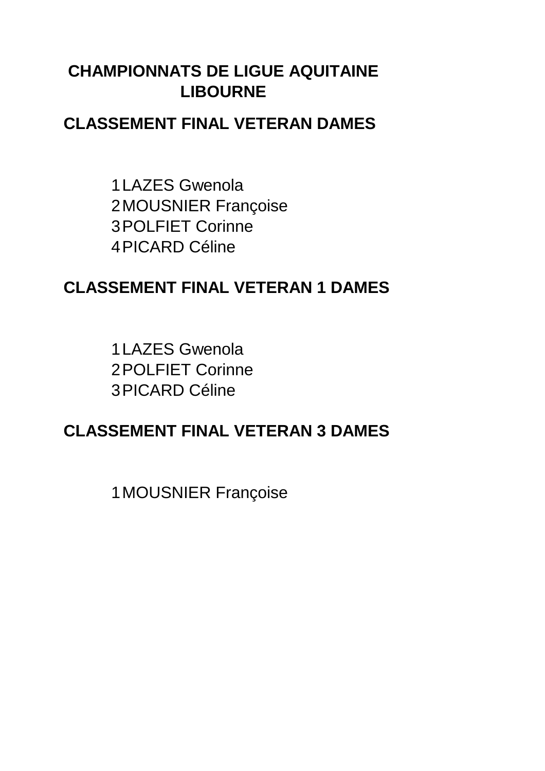# CHAMPIONNATS DE LIGUE AQUITAINE
# LIBOURNE

## CLASSEMENT FINAL VETERAN DAMES

1 LAZES Gwenola
2 MOUSNIER Françoise
3 POLFIET Corinne
4 PICARD Céline

## CLASSEMENT FINAL VETERAN 1 DAMES

1 LAZES Gwenola
2 POLFIET Corinne
3 PICARD Céline

## CLASSEMENT FINAL VETERAN 3 DAMES

1 MOUSNIER Françoise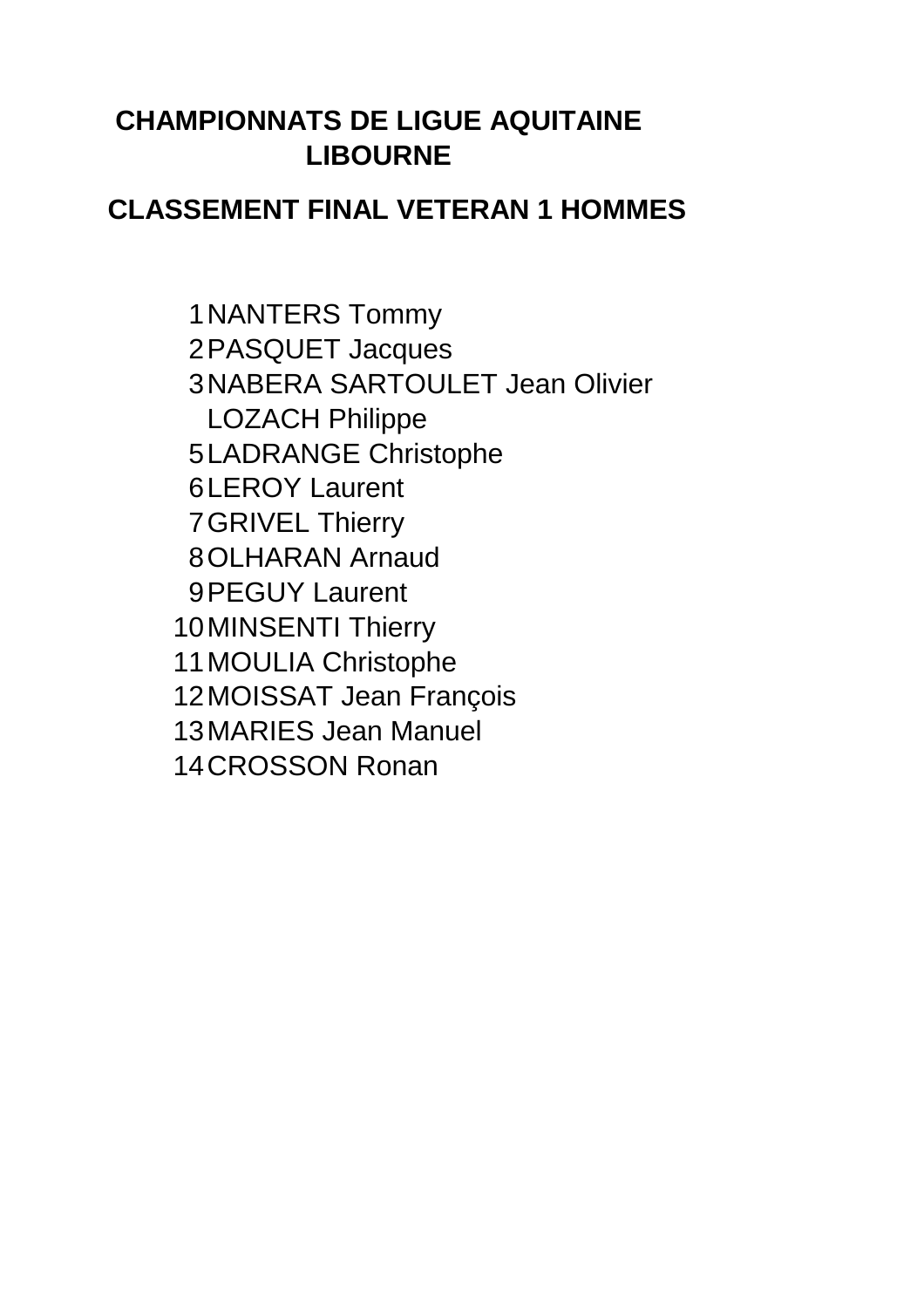# CHAMPIONNATS DE LIGUE AQUITAINE
# LIBOURNE

## CLASSEMENT FINAL VETERAN 1 HOMMES

| | |
|---|---|
| 1 | NANTERS Tommy |
| 2 | PASQUET Jacques |
| 3 | NABERA SARTOULET Jean Olivier |
| | LOZACH Philippe |
| 5 | LADRANGE Christophe |
| 6 | LEROY Laurent |
| 7 | GRIVEL Thierry |
| 8 | OLHARAN Arnaud |
| 9 | PEGUY Laurent |
| 10 | MINSENTI Thierry |
| 11 | MOULIA Christophe |
| 12 | MOISSAT Jean François |
| 13 | MARIES Jean Manuel |
| 14 | CROSSON Ronan |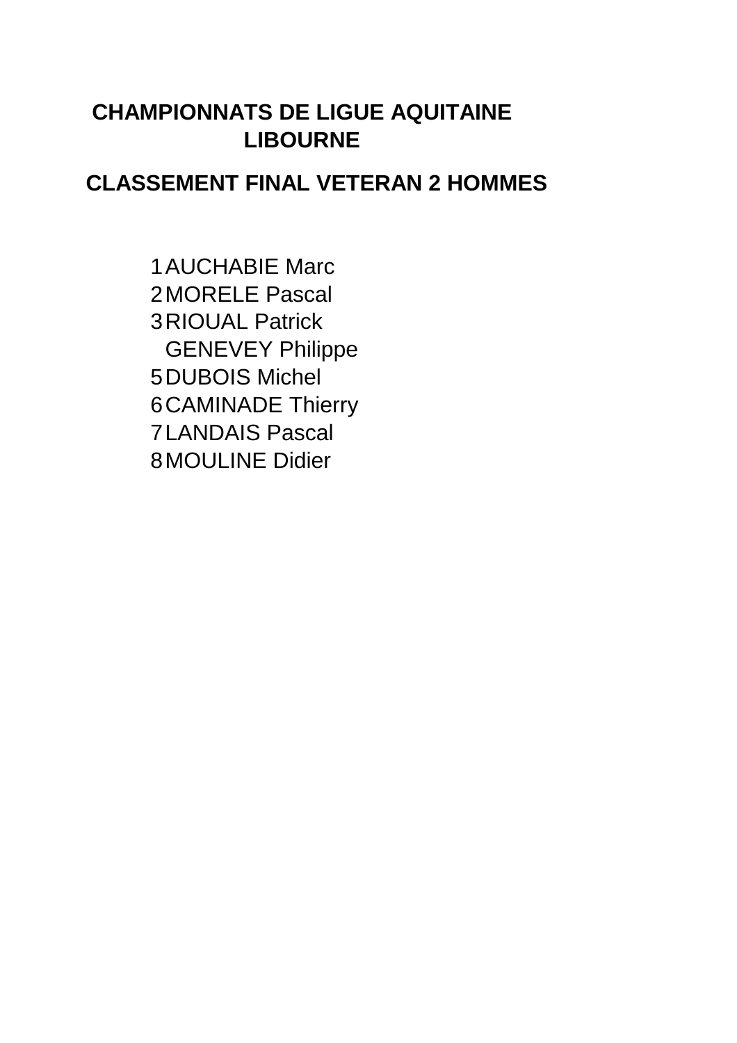**CHAMPIONNATS DE LIGUE AQUITAINE**
**LIBOURNE**

**CLASSEMENT FINAL VETERAN 2 HOMMES**

| | |
|---|---|
| 1 | AUCHABIE Marc |
| 2 | MORELE Pascal |
| 3 | RIOUAL Patrick |
| | GENEVEY Philippe |
| 5 | DUBOIS Michel |
| 6 | CAMINADE Thierry |
| 7 | LANDAIS Pascal |
| 8 | MOULINE Didier |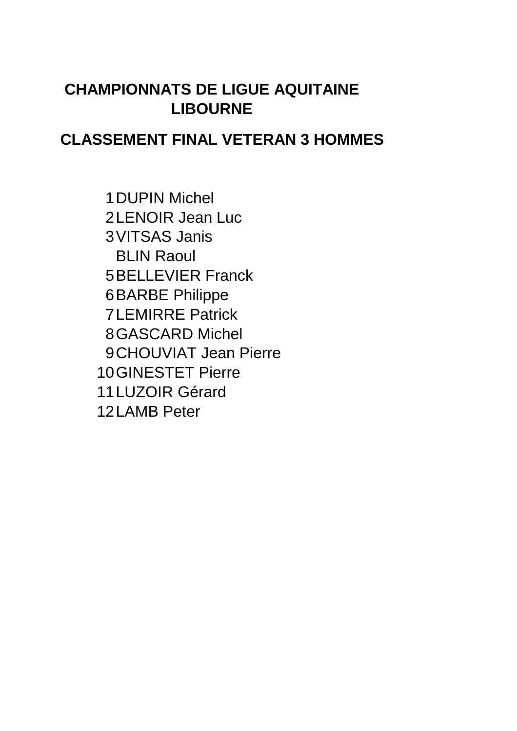# CHAMPIONNATS DE LIGUE AQUITAINE
# LIBOURNE

## CLASSEMENT FINAL VETERAN 3 HOMMES

| | |
|---|---|
| 1 | DUPIN Michel |
| 2 | LENOIR Jean Luc |
| 3 | VITSAS Janis |
| | BLIN Raoul |
| 5 | BELLEVIER Franck |
| 6 | BARBE Philippe |
| 7 | LEMIRRE Patrick |
| 8 | GASCARD Michel |
| 9 | CHOUVIAT Jean Pierre |
| 10 | GINESTET Pierre |
| 11 | LUZOIR Gérard |
| 12 | LAMB Peter |